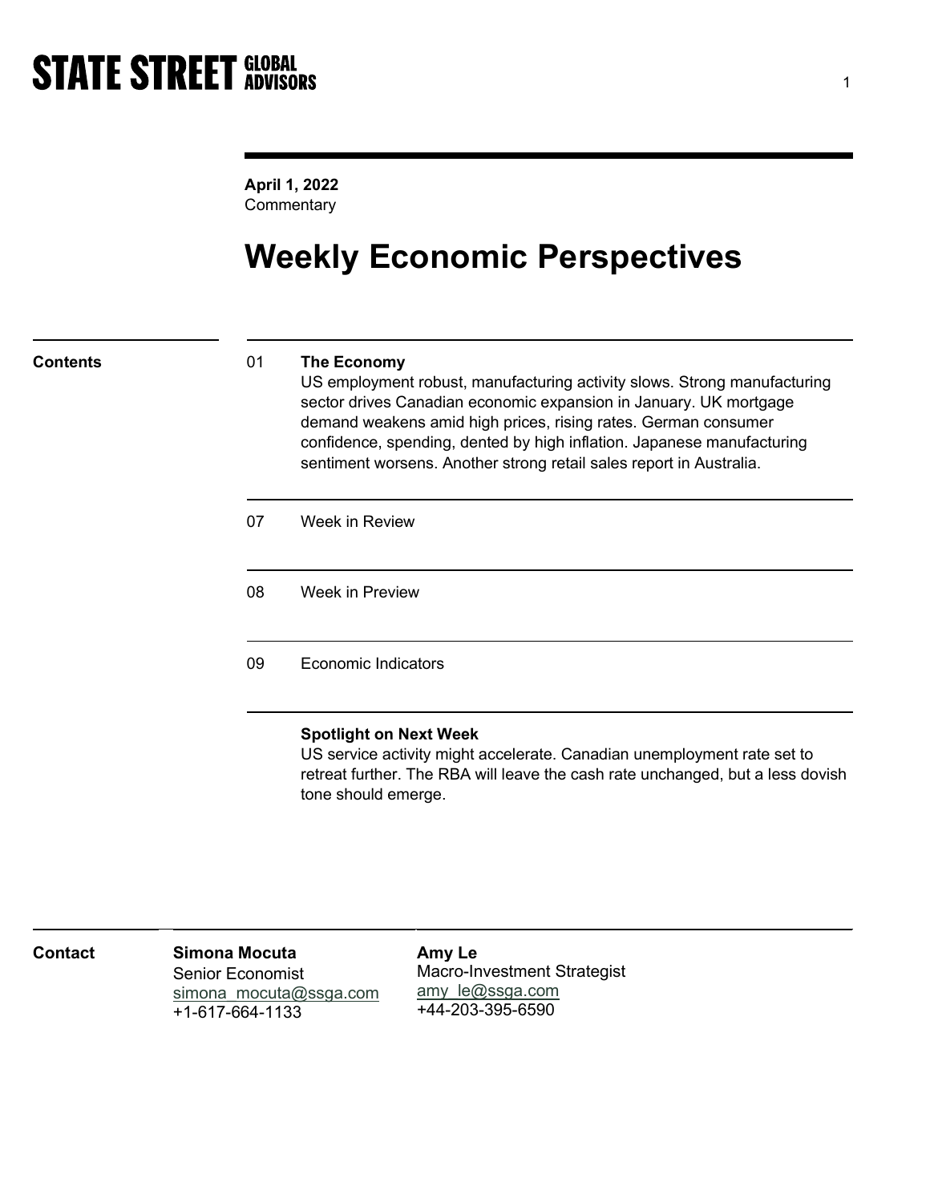STATE STREET GLOBAL ADVISORS

**April 1, 2022**
Commentary

# Weekly Economic Perspectives

## Contents

01 **The Economy**
US employment robust, manufacturing activity slows. Strong manufacturing sector drives Canadian economic expansion in January. UK mortgage demand weakens amid high prices, rising rates. German consumer confidence, spending, dented by high inflation. Japanese manufacturing sentiment worsens. Another strong retail sales report in Australia.

07 Week in Review

08 Week in Preview

09 Economic Indicators

**Spotlight on Next Week**
US service activity might accelerate. Canadian unemployment rate set to retreat further. The RBA will leave the cash rate unchanged, but a less dovish tone should emerge.

## Contact

**Simona Mocuta**
Senior Economist
simona_mocuta@ssga.com
+1-617-664-1133

**Amy Le**
Macro-Investment Strategist
amy_le@ssga.com
+44-203-395-6590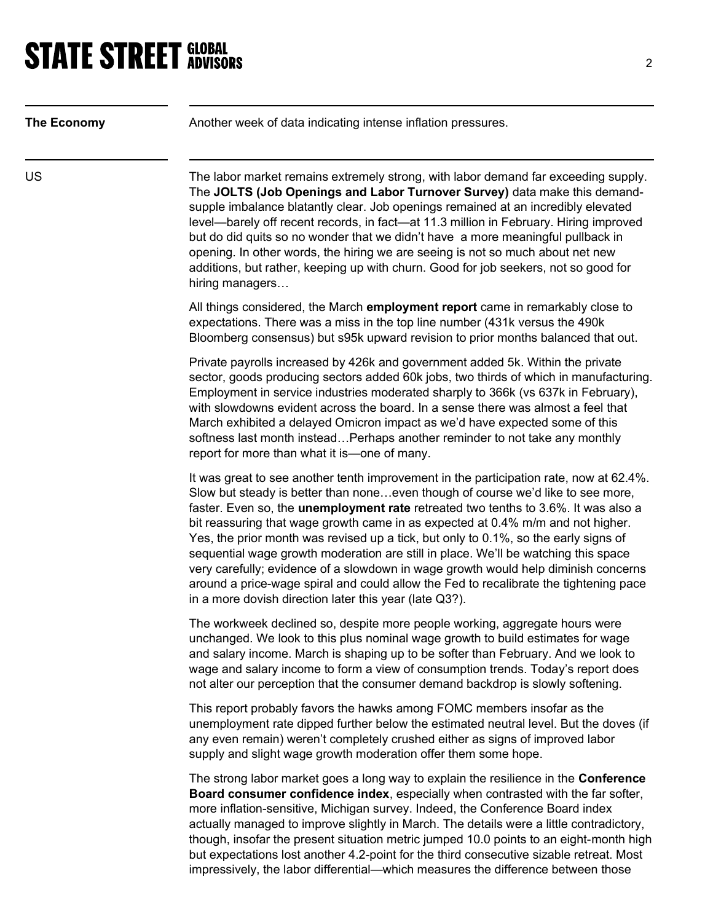**The Economy**

Another week of data indicating intense inflation pressures.

**US**

The labor market remains extremely strong, with labor demand far exceeding supply. The **JOLTS (Job Openings and Labor Turnover Survey)** data make this demand-supple imbalance blatantly clear. Job openings remained at an incredibly elevated level—barely off recent records, in fact—at 11.3 million in February. Hiring improved but do did quits so no wonder that we didn't have a more meaningful pullback in opening. In other words, the hiring we are seeing is not so much about net new additions, but rather, keeping up with churn. Good for job seekers, not so good for hiring managers…

All things considered, the March **employment report** came in remarkably close to expectations. There was a miss in the top line number (431k versus the 490k Bloomberg consensus) but s95k upward revision to prior months balanced that out.

Private payrolls increased by 426k and government added 5k. Within the private sector, goods producing sectors added 60k jobs, two thirds of which in manufacturing. Employment in service industries moderated sharply to 366k (vs 637k in February), with slowdowns evident across the board. In a sense there was almost a feel that March exhibited a delayed Omicron impact as we'd have expected some of this softness last month instead…Perhaps another reminder to not take any monthly report for more than what it is—one of many.

It was great to see another tenth improvement in the participation rate, now at 62.4%. Slow but steady is better than none…even though of course we'd like to see more, faster. Even so, the **unemployment rate** retreated two tenths to 3.6%. It was also a bit reassuring that wage growth came in as expected at 0.4% m/m and not higher. Yes, the prior month was revised up a tick, but only to 0.1%, so the early signs of sequential wage growth moderation are still in place. We'll be watching this space very carefully; evidence of a slowdown in wage growth would help diminish concerns around a price-wage spiral and could allow the Fed to recalibrate the tightening pace in a more dovish direction later this year (late Q3?).

The workweek declined so, despite more people working, aggregate hours were unchanged. We look to this plus nominal wage growth to build estimates for wage and salary income. March is shaping up to be softer than February. And we look to wage and salary income to form a view of consumption trends. Today's report does not alter our perception that the consumer demand backdrop is slowly softening.

This report probably favors the hawks among FOMC members insofar as the unemployment rate dipped further below the estimated neutral level. But the doves (if any even remain) weren't completely crushed either as signs of improved labor supply and slight wage growth moderation offer them some hope.

The strong labor market goes a long way to explain the resilience in the **Conference Board consumer confidence index**, especially when contrasted with the far softer, more inflation-sensitive, Michigan survey. Indeed, the Conference Board index actually managed to improve slightly in March. The details were a little contradictory, though, insofar the present situation metric jumped 10.0 points to an eight-month high but expectations lost another 4.2-point for the third consecutive sizable retreat. Most impressively, the labor differential—which measures the difference between those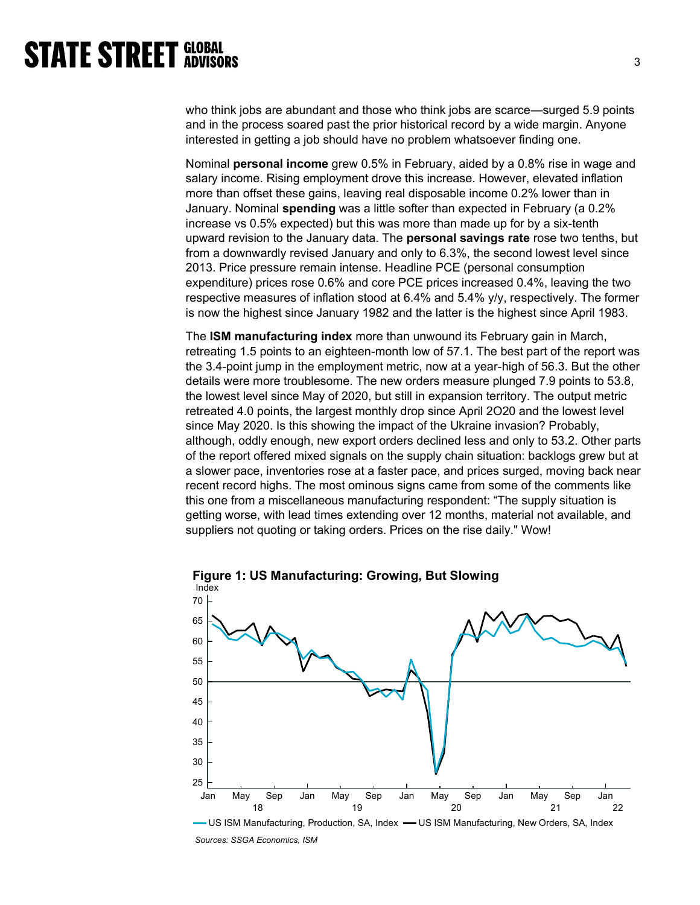who think jobs are abundant and those who think jobs are scarce—surged 5.9 points and in the process soared past the prior historical record by a wide margin. Anyone interested in getting a job should have no problem whatsoever finding one.

Nominal **personal income** grew 0.5% in February, aided by a 0.8% rise in wage and salary income. Rising employment drove this increase. However, elevated inflation more than offset these gains, leaving real disposable income 0.2% lower than in January. Nominal **spending** was a little softer than expected in February (a 0.2% increase vs 0.5% expected) but this was more than made up for by a six-tenth upward revision to the January data. The **personal savings rate** rose two tenths, but from a downwardly revised January and only to 6.3%, the second lowest level since 2013. Price pressure remain intense. Headline PCE (personal consumption expenditure) prices rose 0.6% and core PCE prices increased 0.4%, leaving the two respective measures of inflation stood at 6.4% and 5.4% y/y, respectively. The former is now the highest since January 1982 and the latter is the highest since April 1983.

The **ISM manufacturing index** more than unwound its February gain in March, retreating 1.5 points to an eighteen-month low of 57.1. The best part of the report was the 3.4-point jump in the employment metric, now at a year-high of 56.3. But the other details were more troublesome. The new orders measure plunged 7.9 points to 53.8, the lowest level since May of 2020, but still in expansion territory. The output metric retreated 4.0 points, the largest monthly drop since April 2O20 and the lowest level since May 2020. Is this showing the impact of the Ukraine invasion? Probably, although, oddly enough, new export orders declined less and only to 53.2. Other parts of the report offered mixed signals on the supply chain situation: backlogs grew but at a slower pace, inventories rose at a faster pace, and prices surged, moving back near recent record highs. The most ominous signs came from some of the comments like this one from a miscellaneous manufacturing respondent: "The supply situation is getting worse, with lead times extending over 12 months, material not available, and suppliers not quoting or taking orders. Prices on the rise daily." Wow!

**Figure 1: US Manufacturing: Growing, But Slowing**

Legend: US ISM Manufacturing, Production, SA, Index; US ISM Manufacturing, New Orders, SA, Index

*Sources: SSGA Economics, ISM*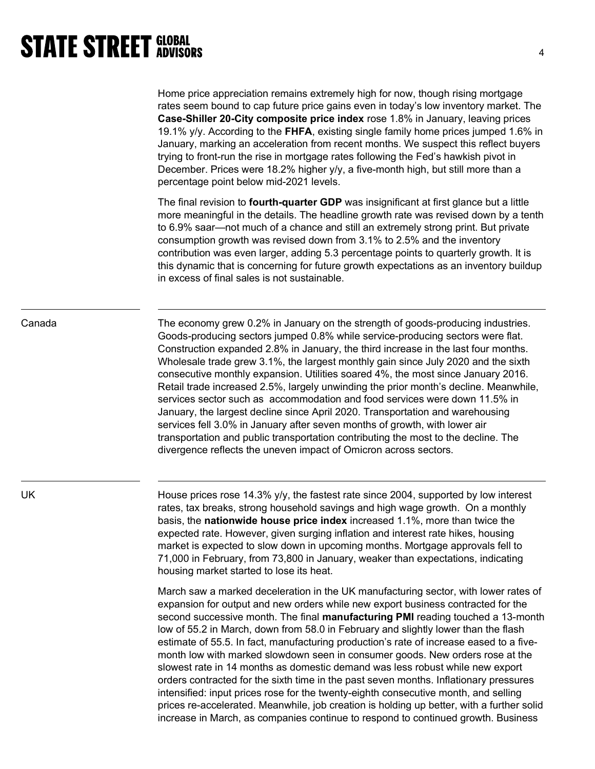Home price appreciation remains extremely high for now, though rising mortgage rates seem bound to cap future price gains even in today's low inventory market. The **Case-Shiller 20-City composite price index** rose 1.8% in January, leaving prices 19.1% y/y. According to the **FHFA**, existing single family home prices jumped 1.6% in January, marking an acceleration from recent months. We suspect this reflect buyers trying to front-run the rise in mortgage rates following the Fed's hawkish pivot in December. Prices were 18.2% higher y/y, a five-month high, but still more than a percentage point below mid-2021 levels.

The final revision to **fourth-quarter GDP** was insignificant at first glance but a little more meaningful in the details. The headline growth rate was revised down by a tenth to 6.9% saar—not much of a chance and still an extremely strong print. But private consumption growth was revised down from 3.1% to 2.5% and the inventory contribution was even larger, adding 5.3 percentage points to quarterly growth. It is this dynamic that is concerning for future growth expectations as an inventory buildup in excess of final sales is not sustainable.

## Canada

The economy grew 0.2% in January on the strength of goods-producing industries. Goods-producing sectors jumped 0.8% while service-producing sectors were flat. Construction expanded 2.8% in January, the third increase in the last four months. Wholesale trade grew 3.1%, the largest monthly gain since July 2020 and the sixth consecutive monthly expansion. Utilities soared 4%, the most since January 2016. Retail trade increased 2.5%, largely unwinding the prior month's decline. Meanwhile, services sector such as accommodation and food services were down 11.5% in January, the largest decline since April 2020. Transportation and warehousing services fell 3.0% in January after seven months of growth, with lower air transportation and public transportation contributing the most to the decline. The divergence reflects the uneven impact of Omicron across sectors.

## UK

House prices rose 14.3% y/y, the fastest rate since 2004, supported by low interest rates, tax breaks, strong household savings and high wage growth. On a monthly basis, the **nationwide house price index** increased 1.1%, more than twice the expected rate. However, given surging inflation and interest rate hikes, housing market is expected to slow down in upcoming months. Mortgage approvals fell to 71,000 in February, from 73,800 in January, weaker than expectations, indicating housing market started to lose its heat.

March saw a marked deceleration in the UK manufacturing sector, with lower rates of expansion for output and new orders while new export business contracted for the second successive month. The final **manufacturing PMI** reading touched a 13-month low of 55.2 in March, down from 58.0 in February and slightly lower than the flash estimate of 55.5. In fact, manufacturing production's rate of increase eased to a five-month low with marked slowdown seen in consumer goods. New orders rose at the slowest rate in 14 months as domestic demand was less robust while new export orders contracted for the sixth time in the past seven months. Inflationary pressures intensified: input prices rose for the twenty-eighth consecutive month, and selling prices re-accelerated. Meanwhile, job creation is holding up better, with a further solid increase in March, as companies continue to respond to continued growth. Business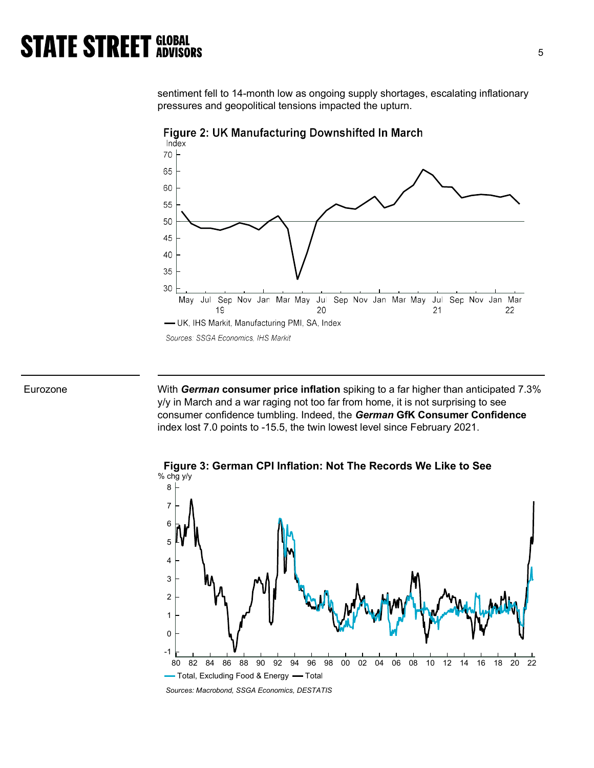sentiment fell to 14-month low as ongoing supply shortages, escalating inflationary pressures and geopolitical tensions impacted the upturn.

**Figure 2: UK Manufacturing Downshifted In March**

Sources: SSGA Economics, IHS Markit

Eurozone

With ***German*** **consumer price inflation** spiking to a far higher than anticipated 7.3% y/y in March and a war raging not too far from home, it is not surprising to see consumer confidence tumbling. Indeed, the ***German*** **GfK Consumer Confidence** index lost 7.0 points to -15.5, the twin lowest level since February 2021.

**Figure 3: German CPI Inflation: Not The Records We Like to See**

Sources: Macrobond, SSGA Economics, DESTATIS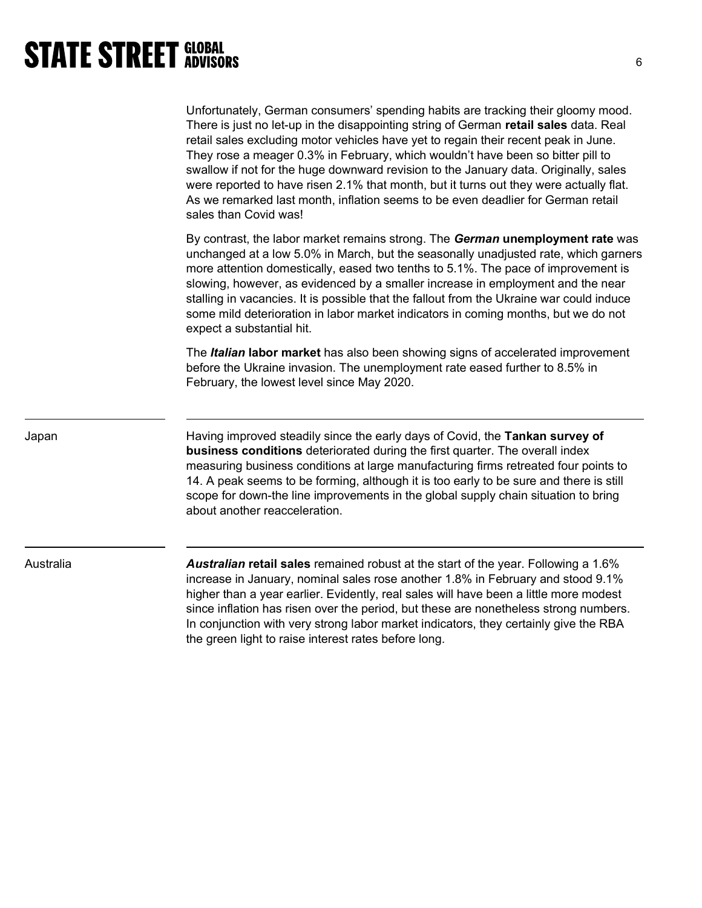Unfortunately, German consumers' spending habits are tracking their gloomy mood. There is just no let-up in the disappointing string of German **retail sales** data. Real retail sales excluding motor vehicles have yet to regain their recent peak in June. They rose a meager 0.3% in February, which wouldn't have been so bitter pill to swallow if not for the huge downward revision to the January data. Originally, sales were reported to have risen 2.1% that month, but it turns out they were actually flat. As we remarked last month, inflation seems to be even deadlier for German retail sales than Covid was!

By contrast, the labor market remains strong. The ***German*** **unemployment rate** was unchanged at a low 5.0% in March, but the seasonally unadjusted rate, which garners more attention domestically, eased two tenths to 5.1%. The pace of improvement is slowing, however, as evidenced by a smaller increase in employment and the near stalling in vacancies. It is possible that the fallout from the Ukraine war could induce some mild deterioration in labor market indicators in coming months, but we do not expect a substantial hit.

The ***Italian*** **labor market** has also been showing signs of accelerated improvement before the Ukraine invasion. The unemployment rate eased further to 8.5% in February, the lowest level since May 2020.

## Japan

Having improved steadily since the early days of Covid, the **Tankan survey of business conditions** deteriorated during the first quarter. The overall index measuring business conditions at large manufacturing firms retreated four points to 14. A peak seems to be forming, although it is too early to be sure and there is still scope for down-the line improvements in the global supply chain situation to bring about another reacceleration.

## Australia

***Australian*** **retail sales** remained robust at the start of the year. Following a 1.6% increase in January, nominal sales rose another 1.8% in February and stood 9.1% higher than a year earlier. Evidently, real sales will have been a little more modest since inflation has risen over the period, but these are nonetheless strong numbers. In conjunction with very strong labor market indicators, they certainly give the RBA the green light to raise interest rates before long.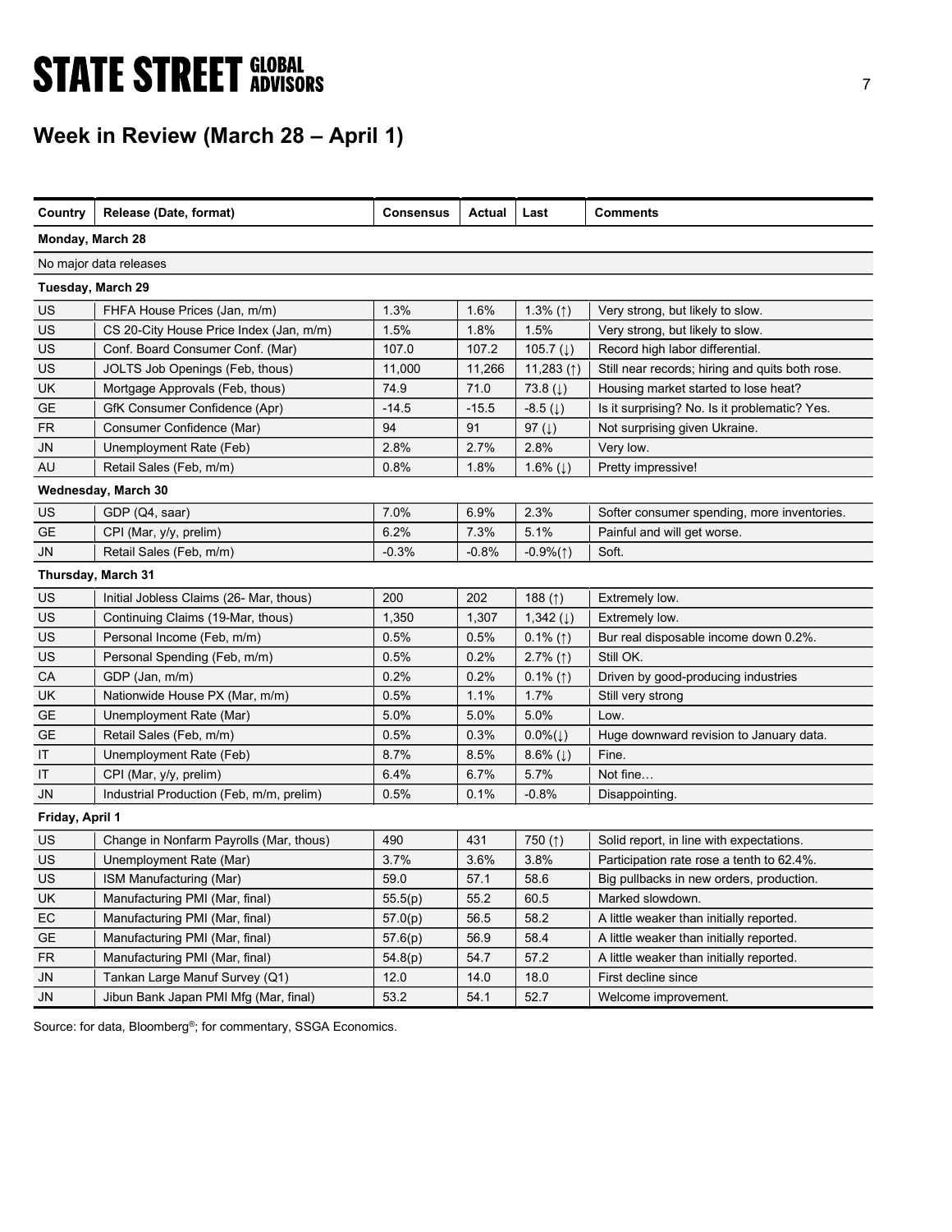## Week in Review (March 28 – April 1)

| Country | Release (Date, format) | Consensus | Actual | Last | Comments |
|---|---|---|---|---|---|
| **Monday, March 28** | | | | | |
| No major data releases | | | | | |
| **Tuesday, March 29** | | | | | |
| US | FHFA House Prices (Jan, m/m) | 1.3% | 1.6% | 1.3% (↑) | Very strong, but likely to slow. |
| US | CS 20-City House Price Index (Jan, m/m) | 1.5% | 1.8% | 1.5% | Very strong, but likely to slow. |
| US | Conf. Board Consumer Conf. (Mar) | 107.0 | 107.2 | 105.7 (↓) | Record high labor differential. |
| US | JOLTS Job Openings (Feb, thous) | 11,000 | 11,266 | 11,283 (↑) | Still near records; hiring and quits both rose. |
| UK | Mortgage Approvals (Feb, thous) | 74.9 | 71.0 | 73.8 (↓) | Housing market started to lose heat? |
| GE | GfK Consumer Confidence (Apr) | -14.5 | -15.5 | -8.5 (↓) | Is it surprising? No. Is it problematic? Yes. |
| FR | Consumer Confidence (Mar) | 94 | 91 | 97 (↓) | Not surprising given Ukraine. |
| JN | Unemployment Rate (Feb) | 2.8% | 2.7% | 2.8% | Very low. |
| AU | Retail Sales (Feb, m/m) | 0.8% | 1.8% | 1.6% (↓) | Pretty impressive! |
| **Wednesday, March 30** | | | | | |
| US | GDP (Q4, saar) | 7.0% | 6.9% | 2.3% | Softer consumer spending, more inventories. |
| GE | CPI (Mar, y/y, prelim) | 6.2% | 7.3% | 5.1% | Painful and will get worse. |
| JN | Retail Sales (Feb, m/m) | -0.3% | -0.8% | -0.9%(↑) | Soft. |
| **Thursday, March 31** | | | | | |
| US | Initial Jobless Claims (26- Mar, thous) | 200 | 202 | 188 (↑) | Extremely low. |
| US | Continuing Claims (19-Mar, thous) | 1,350 | 1,307 | 1,342 (↓) | Extremely low. |
| US | Personal Income (Feb, m/m) | 0.5% | 0.5% | 0.1% (↑) | Bur real disposable income down 0.2%. |
| US | Personal Spending (Feb, m/m) | 0.5% | 0.2% | 2.7% (↑) | Still OK. |
| CA | GDP (Jan, m/m) | 0.2% | 0.2% | 0.1% (↑) | Driven by good-producing industries |
| UK | Nationwide House PX (Mar, m/m) | 0.5% | 1.1% | 1.7% | Still very strong |
| GE | Unemployment Rate (Mar) | 5.0% | 5.0% | 5.0% | Low. |
| GE | Retail Sales (Feb, m/m) | 0.5% | 0.3% | 0.0%(↓) | Huge downward revision to January data. |
| IT | Unemployment Rate (Feb) | 8.7% | 8.5% | 8.6% (↓) | Fine. |
| IT | CPI (Mar, y/y, prelim) | 6.4% | 6.7% | 5.7% | Not fine… |
| JN | Industrial Production (Feb, m/m, prelim) | 0.5% | 0.1% | -0.8% | Disappointing. |
| **Friday, April 1** | | | | | |
| US | Change in Nonfarm Payrolls (Mar, thous) | 490 | 431 | 750 (↑) | Solid report, in line with expectations. |
| US | Unemployment Rate (Mar) | 3.7% | 3.6% | 3.8% | Participation rate rose a tenth to 62.4%. |
| US | ISM Manufacturing (Mar) | 59.0 | 57.1 | 58.6 | Big pullbacks in new orders, production. |
| UK | Manufacturing PMI (Mar, final) | 55.5(p) | 55.2 | 60.5 | Marked slowdown. |
| EC | Manufacturing PMI (Mar, final) | 57.0(p) | 56.5 | 58.2 | A little weaker than initially reported. |
| GE | Manufacturing PMI (Mar, final) | 57.6(p) | 56.9 | 58.4 | A little weaker than initially reported. |
| FR | Manufacturing PMI (Mar, final) | 54.8(p) | 54.7 | 57.2 | A little weaker than initially reported. |
| JN | Tankan Large Manuf Survey (Q1) | 12.0 | 14.0 | 18.0 | First decline since |
| JN | Jibun Bank Japan PMI Mfg (Mar, final) | 53.2 | 54.1 | 52.7 | Welcome improvement. |

Source: for data, Bloomberg®; for commentary, SSGA Economics.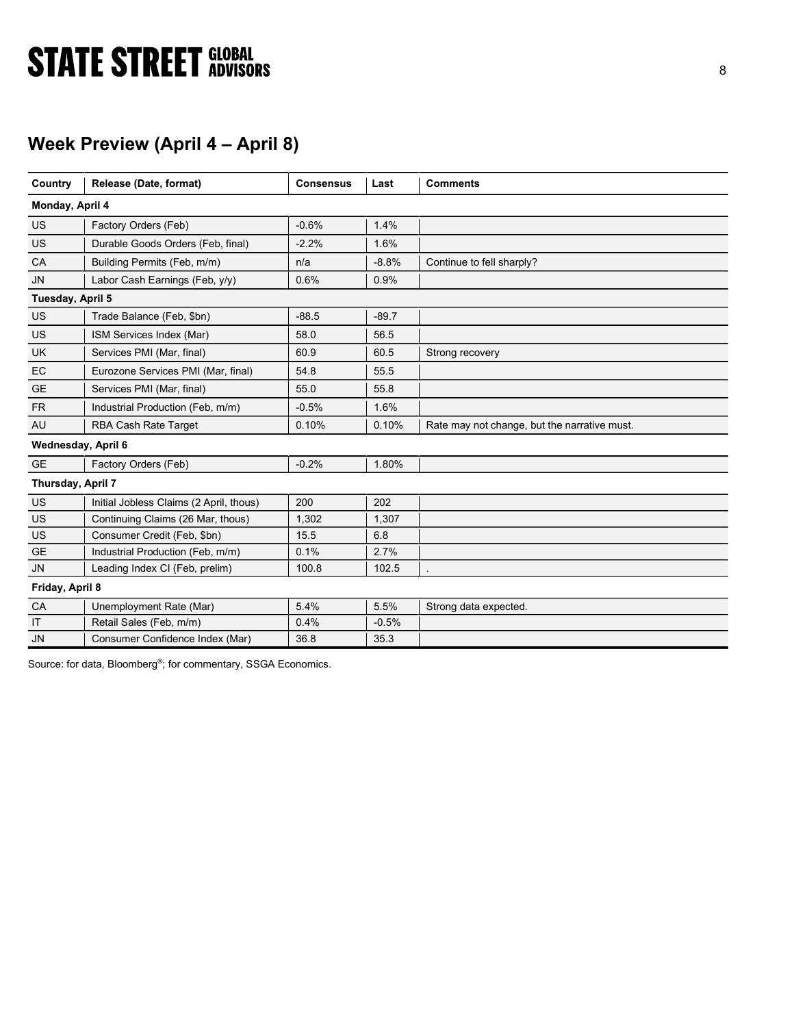## Week Preview (April 4 – April 8)

| Country | Release (Date, format) | Consensus | Last | Comments |
|---|---|---|---|---|
| **Monday, April 4** | | | | |
| US | Factory Orders (Feb) | -0.6% | 1.4% | |
| US | Durable Goods Orders (Feb, final) | -2.2% | 1.6% | |
| CA | Building Permits (Feb, m/m) | n/a | -8.8% | Continue to fell sharply? |
| JN | Labor Cash Earnings (Feb, y/y) | 0.6% | 0.9% | |
| **Tuesday, April 5** | | | | |
| US | Trade Balance (Feb, $bn) | -88.5 | -89.7 | |
| US | ISM Services Index (Mar) | 58.0 | 56.5 | |
| UK | Services PMI (Mar, final) | 60.9 | 60.5 | Strong recovery |
| EC | Eurozone Services PMI (Mar, final) | 54.8 | 55.5 | |
| GE | Services PMI (Mar, final) | 55.0 | 55.8 | |
| FR | Industrial Production (Feb, m/m) | -0.5% | 1.6% | |
| AU | RBA Cash Rate Target | 0.10% | 0.10% | Rate may not change, but the narrative must. |
| **Wednesday, April 6** | | | | |
| GE | Factory Orders (Feb) | -0.2% | 1.80% | |
| **Thursday, April 7** | | | | |
| US | Initial Jobless Claims (2 April, thous) | 200 | 202 | |
| US | Continuing Claims (26 Mar, thous) | 1,302 | 1,307 | |
| US | Consumer Credit (Feb, $bn) | 15.5 | 6.8 | |
| GE | Industrial Production (Feb, m/m) | 0.1% | 2.7% | |
| JN | Leading Index CI (Feb, prelim) | 100.8 | 102.5 | . |
| **Friday, April 8** | | | | |
| CA | Unemployment Rate (Mar) | 5.4% | 5.5% | Strong data expected. |
| IT | Retail Sales (Feb, m/m) | 0.4% | -0.5% | |
| JN | Consumer Confidence Index (Mar) | 36.8 | 35.3 | |

Source: for data, Bloomberg®; for commentary, SSGA Economics.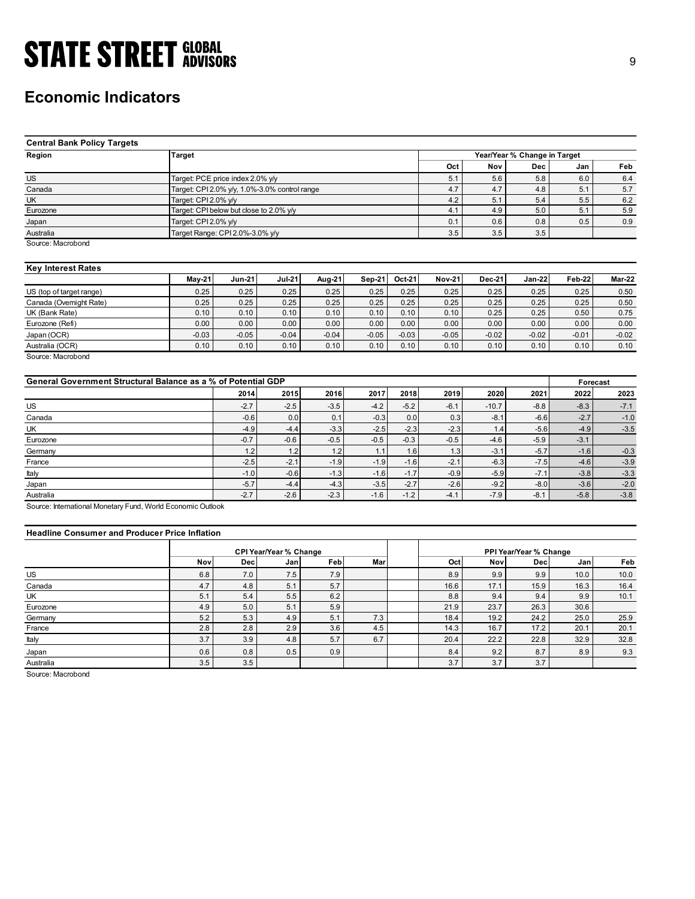# Economic Indicators

**Central Bank Policy Targets**

| Region | Target | Year/Year % Change in Target | | | | |
|---|---|---|---|---|---|---|
| | | Oct | Nov | Dec | Jan | Feb |
| US | Target: PCE price index 2.0% y/y | 5.1 | 5.6 | 5.8 | 6.0 | 6.4 |
| Canada | Target: CPI 2.0% y/y, 1.0%-3.0% control range | 4.7 | 4.7 | 4.8 | 5.1 | 5.7 |
| UK | Target: CPI 2.0% y/y | 4.2 | 5.1 | 5.4 | 5.5 | 6.2 |
| Eurozone | Target: CPI below but close to 2.0% y/y | 4.1 | 4.9 | 5.0 | 5.1 | 5.9 |
| Japan | Target: CPI 2.0% y/y | 0.1 | 0.6 | 0.8 | 0.5 | 0.9 |
| Australia | Target Range: CPI 2.0%-3.0% y/y | 3.5 | 3.5 | 3.5 | | |

Source: Macrobond

**Key Interest Rates**

| | May-21 | Jun-21 | Jul-21 | Aug-21 | Sep-21 | Oct-21 | Nov-21 | Dec-21 | Jan-22 | Feb-22 | Mar-22 |
|---|---|---|---|---|---|---|---|---|---|---|---|
| US (top of target range) | 0.25 | 0.25 | 0.25 | 0.25 | 0.25 | 0.25 | 0.25 | 0.25 | 0.25 | 0.25 | 0.50 |
| Canada (Overnight Rate) | 0.25 | 0.25 | 0.25 | 0.25 | 0.25 | 0.25 | 0.25 | 0.25 | 0.25 | 0.25 | 0.50 |
| UK (Bank Rate) | 0.10 | 0.10 | 0.10 | 0.10 | 0.10 | 0.10 | 0.10 | 0.25 | 0.25 | 0.50 | 0.75 |
| Eurozone (Refi) | 0.00 | 0.00 | 0.00 | 0.00 | 0.00 | 0.00 | 0.00 | 0.00 | 0.00 | 0.00 | 0.00 |
| Japan (OCR) | -0.03 | -0.05 | -0.04 | -0.04 | -0.05 | -0.03 | -0.05 | -0.02 | -0.02 | -0.01 | -0.02 |
| Australia (OCR) | 0.10 | 0.10 | 0.10 | 0.10 | 0.10 | 0.10 | 0.10 | 0.10 | 0.10 | 0.10 | 0.10 |

Source: Macrobond

**General Government Structural Balance as a % of Potential GDP**

| | 2014 | 2015 | 2016 | 2017 | 2018 | 2019 | 2020 | 2021 | Forecast 2022 | Forecast 2023 |
|---|---|---|---|---|---|---|---|---|---|---|
| US | -2.7 | -2.5 | -3.5 | -4.2 | -5.2 | -6.1 | -10.7 | -8.8 | -8.3 | -7.1 |
| Canada | -0.6 | 0.0 | 0.1 | -0.3 | 0.0 | 0.3 | -8.1 | -6.6 | -2.7 | -1.0 |
| UK | -4.9 | -4.4 | -3.3 | -2.5 | -2.3 | -2.3 | 1.4 | -5.6 | -4.9 | -3.5 |
| Eurozone | -0.7 | -0.6 | -0.5 | -0.5 | -0.3 | -0.5 | -4.6 | -5.9 | -3.1 | |
| Germany | 1.2 | 1.2 | 1.2 | 1.1 | 1.6 | 1.3 | -3.1 | -5.7 | -1.6 | -0.3 |
| France | -2.5 | -2.1 | -1.9 | -1.9 | -1.6 | -2.1 | -6.3 | -7.5 | -4.6 | -3.9 |
| Italy | -1.0 | -0.6 | -1.3 | -1.6 | -1.7 | -0.9 | -5.9 | -7.1 | -3.8 | -3.3 |
| Japan | -5.7 | -4.4 | -4.3 | -3.5 | -2.7 | -2.6 | -9.2 | -8.0 | -3.6 | -2.0 |
| Australia | -2.7 | -2.6 | -2.3 | -1.6 | -1.2 | -4.1 | -7.9 | -8.1 | -5.8 | -3.8 |

Source: International Monetary Fund, World Economic Outlook

**Headline Consumer and Producer Price Inflation**

| | CPI Year/Year % Change | | | | | | PPI Year/Year % Change | | | | |
|---|---|---|---|---|---|---|---|---|---|---|---|
| | Nov | Dec | Jan | Feb | Mar | | Oct | Nov | Dec | Jan | Feb |
| US | 6.8 | 7.0 | 7.5 | 7.9 | | | 8.9 | 9.9 | 9.9 | 10.0 | 10.0 |
| Canada | 4.7 | 4.8 | 5.1 | 5.7 | | | 16.6 | 17.1 | 15.9 | 16.3 | 16.4 |
| UK | 5.1 | 5.4 | 5.5 | 6.2 | | | 8.8 | 9.4 | 9.4 | 9.9 | 10.1 |
| Eurozone | 4.9 | 5.0 | 5.1 | 5.9 | | | 21.9 | 23.7 | 26.3 | 30.6 | |
| Germany | 5.2 | 5.3 | 4.9 | 5.1 | 7.3 | | 18.4 | 19.2 | 24.2 | 25.0 | 25.9 |
| France | 2.8 | 2.8 | 2.9 | 3.6 | 4.5 | | 14.3 | 16.7 | 17.2 | 20.1 | 20.1 |
| Italy | 3.7 | 3.9 | 4.8 | 5.7 | 6.7 | | 20.4 | 22.2 | 22.8 | 32.9 | 32.8 |
| Japan | 0.6 | 0.8 | 0.5 | 0.9 | | | 8.4 | 9.2 | 8.7 | 8.9 | 9.3 |
| Australia | 3.5 | 3.5 | | | | | 3.7 | 3.7 | 3.7 | | |

Source: Macrobond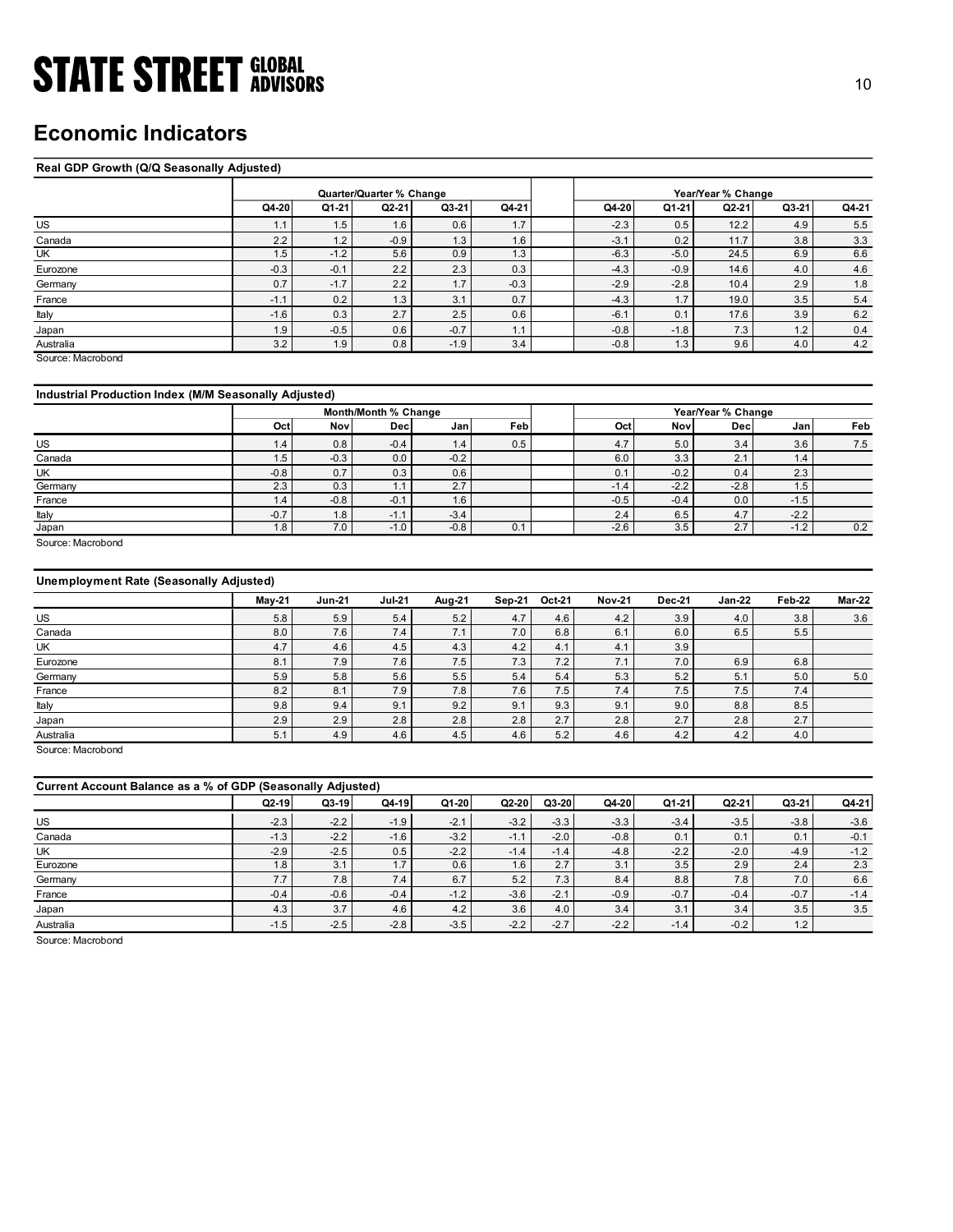# Economic Indicators

**Real GDP Growth (Q/Q Seasonally Adjusted)**

| | Quarter/Quarter % Change | | | | | | Year/Year % Change | | | | |
|---|---|---|---|---|---|---|---|---|---|---|---|
| | Q4-20 | Q1-21 | Q2-21 | Q3-21 | Q4-21 | | Q4-20 | Q1-21 | Q2-21 | Q3-21 | Q4-21 |
| US | 1.1 | 1.5 | 1.6 | 0.6 | 1.7 | | -2.3 | 0.5 | 12.2 | 4.9 | 5.5 |
| Canada | 2.2 | 1.2 | -0.9 | 1.3 | 1.6 | | -3.1 | 0.2 | 11.7 | 3.8 | 3.3 |
| UK | 1.5 | -1.2 | 5.6 | 0.9 | 1.3 | | -6.3 | -5.0 | 24.5 | 6.9 | 6.6 |
| Eurozone | -0.3 | -0.1 | 2.2 | 2.3 | 0.3 | | -4.3 | -0.9 | 14.6 | 4.0 | 4.6 |
| Germany | 0.7 | -1.7 | 2.2 | 1.7 | -0.3 | | -2.9 | -2.8 | 10.4 | 2.9 | 1.8 |
| France | -1.1 | 0.2 | 1.3 | 3.1 | 0.7 | | -4.3 | 1.7 | 19.0 | 3.5 | 5.4 |
| Italy | -1.6 | 0.3 | 2.7 | 2.5 | 0.6 | | -6.1 | 0.1 | 17.6 | 3.9 | 6.2 |
| Japan | 1.9 | -0.5 | 0.6 | -0.7 | 1.1 | | -0.8 | -1.8 | 7.3 | 1.2 | 0.4 |
| Australia | 3.2 | 1.9 | 0.8 | -1.9 | 3.4 | | -0.8 | 1.3 | 9.6 | 4.0 | 4.2 |

Source: Macrobond

**Industrial Production Index (M/M Seasonally Adjusted)**

| | Month/Month % Change | | | | | | Year/Year % Change | | | | |
|---|---|---|---|---|---|---|---|---|---|---|---|
| | Oct | Nov | Dec | Jan | Feb | | Oct | Nov | Dec | Jan | Feb |
| US | 1.4 | 0.8 | -0.4 | 1.4 | 0.5 | | 4.7 | 5.0 | 3.4 | 3.6 | 7.5 |
| Canada | 1.5 | -0.3 | 0.0 | -0.2 | | | 6.0 | 3.3 | 2.1 | 1.4 | |
| UK | -0.8 | 0.7 | 0.3 | 0.6 | | | 0.1 | -0.2 | 0.4 | 2.3 | |
| Germany | 2.3 | 0.3 | 1.1 | 2.7 | | | -1.4 | -2.2 | -2.8 | 1.5 | |
| France | 1.4 | -0.8 | -0.1 | 1.6 | | | -0.5 | -0.4 | 0.0 | -1.5 | |
| Italy | -0.7 | 1.8 | -1.1 | -3.4 | | | 2.4 | 6.5 | 4.7 | -2.2 | |
| Japan | 1.8 | 7.0 | -1.0 | -0.8 | 0.1 | | -2.6 | 3.5 | 2.7 | -1.2 | 0.2 |

Source: Macrobond

**Unemployment Rate (Seasonally Adjusted)**

| | May-21 | Jun-21 | Jul-21 | Aug-21 | Sep-21 | Oct-21 | Nov-21 | Dec-21 | Jan-22 | Feb-22 | Mar-22 |
|---|---|---|---|---|---|---|---|---|---|---|---|
| US | 5.8 | 5.9 | 5.4 | 5.2 | 4.7 | 4.6 | 4.2 | 3.9 | 4.0 | 3.8 | 3.6 |
| Canada | 8.0 | 7.6 | 7.4 | 7.1 | 7.0 | 6.8 | 6.1 | 6.0 | 6.5 | 5.5 | |
| UK | 4.7 | 4.6 | 4.5 | 4.3 | 4.2 | 4.1 | 4.1 | 3.9 | | | |
| Eurozone | 8.1 | 7.9 | 7.6 | 7.5 | 7.3 | 7.2 | 7.1 | 7.0 | 6.9 | 6.8 | |
| Germany | 5.9 | 5.8 | 5.6 | 5.5 | 5.4 | 5.4 | 5.3 | 5.2 | 5.1 | 5.0 | 5.0 |
| France | 8.2 | 8.1 | 7.9 | 7.8 | 7.6 | 7.5 | 7.4 | 7.5 | 7.5 | 7.4 | |
| Italy | 9.8 | 9.4 | 9.1 | 9.2 | 9.1 | 9.3 | 9.1 | 9.0 | 8.8 | 8.5 | |
| Japan | 2.9 | 2.9 | 2.8 | 2.8 | 2.8 | 2.7 | 2.8 | 2.7 | 2.8 | 2.7 | |
| Australia | 5.1 | 4.9 | 4.6 | 4.5 | 4.6 | 5.2 | 4.6 | 4.2 | 4.2 | 4.0 | |

Source: Macrobond

**Current Account Balance as a % of GDP (Seasonally Adjusted)**

| | Q2-19 | Q3-19 | Q4-19 | Q1-20 | Q2-20 | Q3-20 | Q4-20 | Q1-21 | Q2-21 | Q3-21 | Q4-21 |
|---|---|---|---|---|---|---|---|---|---|---|---|
| US | -2.3 | -2.2 | -1.9 | -2.1 | -3.2 | -3.3 | -3.3 | -3.4 | -3.5 | -3.8 | -3.6 |
| Canada | -1.3 | -2.2 | -1.6 | -3.2 | -1.1 | -2.0 | -0.8 | 0.1 | 0.1 | 0.1 | -0.1 |
| UK | -2.9 | -2.5 | 0.5 | -2.2 | -1.4 | -1.4 | -4.8 | -2.2 | -2.0 | -4.9 | -1.2 |
| Eurozone | 1.8 | 3.1 | 1.7 | 0.6 | 1.6 | 2.7 | 3.1 | 3.5 | 2.9 | 2.4 | 2.3 |
| Germany | 7.7 | 7.8 | 7.4 | 6.7 | 5.2 | 7.3 | 8.4 | 8.8 | 7.8 | 7.0 | 6.6 |
| France | -0.4 | -0.6 | -0.4 | -1.2 | -3.6 | -2.1 | -0.9 | -0.7 | -0.4 | -0.7 | -1.4 |
| Japan | 4.3 | 3.7 | 4.6 | 4.2 | 3.6 | 4.0 | 3.4 | 3.1 | 3.4 | 3.5 | 3.5 |
| Australia | -1.5 | -2.5 | -2.8 | -3.5 | -2.2 | -2.7 | -2.2 | -1.4 | -0.2 | 1.2 | |

Source: Macrobond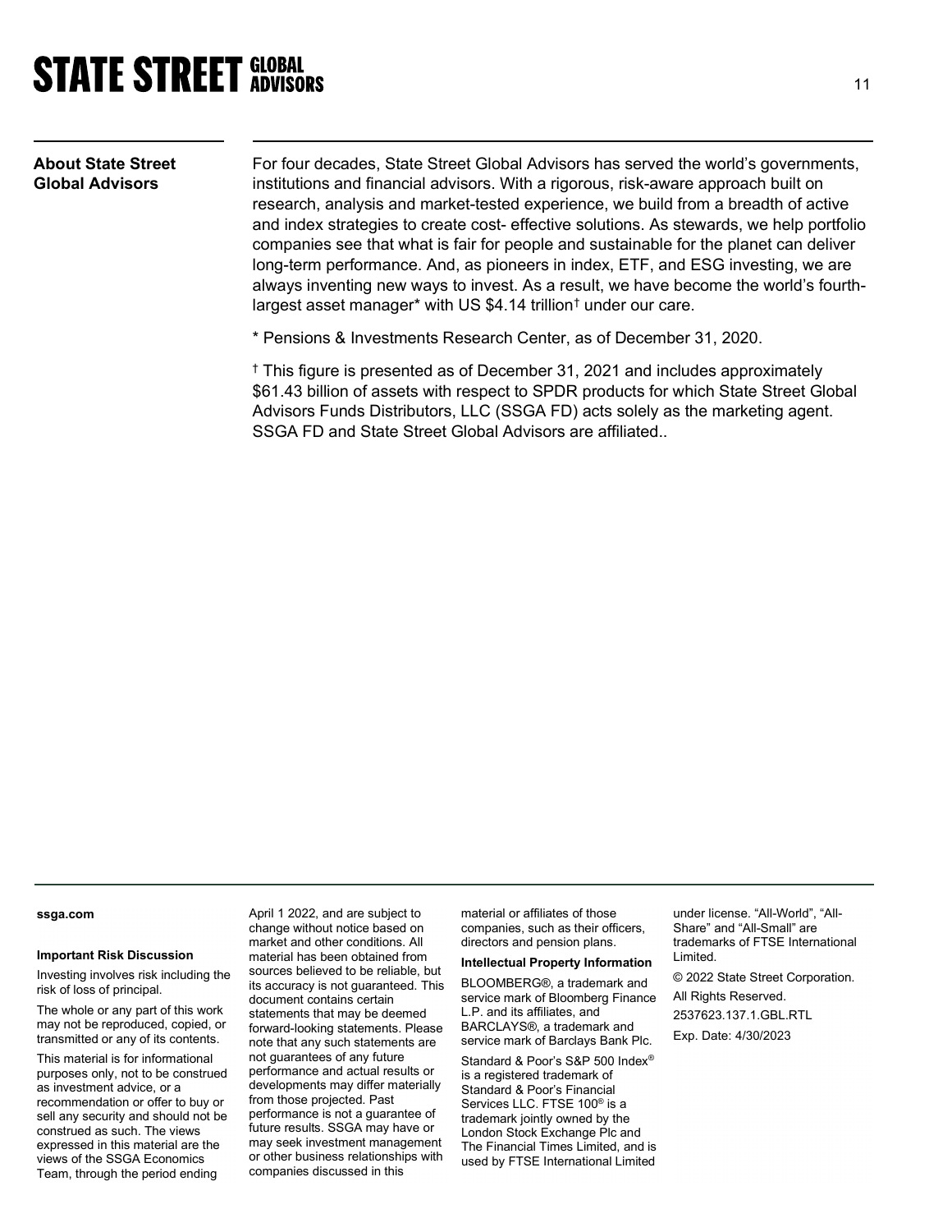## About State Street Global Advisors

For four decades, State Street Global Advisors has served the world's governments, institutions and financial advisors. With a rigorous, risk-aware approach built on research, analysis and market-tested experience, we build from a breadth of active and index strategies to create cost- effective solutions. As stewards, we help portfolio companies see that what is fair for people and sustainable for the planet can deliver long-term performance. And, as pioneers in index, ETF, and ESG investing, we are always inventing new ways to invest. As a result, we have become the world's fourth-largest asset manager* with US $4.14 trillion† under our care.

* Pensions & Investments Research Center, as of December 31, 2020.

† This figure is presented as of December 31, 2021 and includes approximately $61.43 billion of assets with respect to SPDR products for which State Street Global Advisors Funds Distributors, LLC (SSGA FD) acts solely as the marketing agent. SSGA FD and State Street Global Advisors are affiliated..

**ssga.com**

**Important Risk Discussion**

Investing involves risk including the risk of loss of principal.

The whole or any part of this work may not be reproduced, copied, or transmitted or any of its contents.

This material is for informational purposes only, not to be construed as investment advice, or a recommendation or offer to buy or sell any security and should not be construed as such. The views expressed in this material are the views of the SSGA Economics Team, through the period ending April 1 2022, and are subject to change without notice based on market and other conditions. All material has been obtained from sources believed to be reliable, but its accuracy is not guaranteed. This document contains certain statements that may be deemed forward-looking statements. Please note that any such statements are not guarantees of any future performance and actual results or developments may differ materially from those projected. Past performance is not a guarantee of future results. SSGA may have or may seek investment management or other business relationships with companies discussed in this material or affiliates of those companies, such as their officers, directors and pension plans.

**Intellectual Property Information**

BLOOMBERG®, a trademark and service mark of Bloomberg Finance L.P. and its affiliates, and BARCLAYS®, a trademark and service mark of Barclays Bank Plc.

Standard & Poor's S&P 500 Index® is a registered trademark of Standard & Poor's Financial Services LLC. FTSE 100® is a trademark jointly owned by the London Stock Exchange Plc and The Financial Times Limited, and is used by FTSE International Limited under license. "All-World", "All-Share" and "All-Small" are trademarks of FTSE International Limited.

© 2022 State Street Corporation.

All Rights Reserved.

2537623.137.1.GBL.RTL

Exp. Date: 4/30/2023